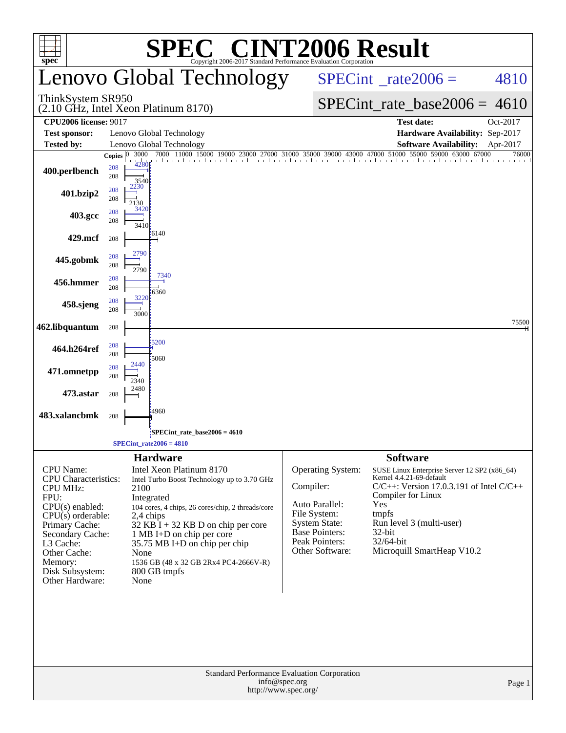# SPEC® CINT2006 Result

Copyright 2006-2017 Standard Performance Evaluation Corporation

## Lenovo Global Technology

ThinkSystem SR950
(2.10 GHz, Intel Xeon Platinum 8170)

SPECint_rate2006 = 4810

SPECint_rate_base2006 = 4610

| | | | |
|---|---|---|---|
| **CPU2006 license:** 9017 | | **Test date:** | Oct-2017 |
| **Test sponsor:** | Lenovo Global Technology | **Hardware Availability:** | Sep-2017 |
| **Tested by:** | Lenovo Global Technology | **Software Availability:** | Apr-2017 |

| Benchmark | Copies (peak) | Copies (base) | Peak | Base |
|---|---|---|---|---|
| 400.perlbench | 208 | 208 | 4280 | 3540 |
| 401.bzip2 | 208 | 208 | 2230 | 2130 |
| 403.gcc | 208 | 208 | 3420 | 3410 |
| 429.mcf | | 208 | | 6140 |
| 445.gobmk | 208 | 208 | 2790 | 2790 |
| 456.hmmer | 208 | 208 | 7340 | 6360 |
| 458.sjeng | 208 | 208 | 3220 | 3000 |
| 462.libquantum | | 208 | | 75500 |
| 464.h264ref | 208 | 208 | 5200 | 5060 |
| 471.omnetpp | 208 | 208 | 2440 | 2340 |
| 473.astar | | 208 | | 2480 |
| 483.xalancbmk | | 208 | | 4960 |

SPECint_rate_base2006 = 4610

SPECint_rate2006 = 4810

### Hardware

| | |
|---|---|
| CPU Name: | Intel Xeon Platinum 8170 |
| CPU Characteristics: | Intel Turbo Boost Technology up to 3.70 GHz |
| CPU MHz: | 2100 |
| FPU: | Integrated |
| CPU(s) enabled: | 104 cores, 4 chips, 26 cores/chip, 2 threads/core |
| CPU(s) orderable: | 2,4 chips |
| Primary Cache: | 32 KB I + 32 KB D on chip per core |
| Secondary Cache: | 1 MB I+D on chip per core |
| L3 Cache: | 35.75 MB I+D on chip per chip |
| Other Cache: | None |
| Memory: | 1536 GB (48 x 32 GB 2Rx4 PC4-2666V-R) |
| Disk Subsystem: | 800 GB tmpfs |
| Other Hardware: | None |

### Software

| | |
|---|---|
| Operating System: | SUSE Linux Enterprise Server 12 SP2 (x86_64) Kernel 4.4.21-69-default |
| Compiler: | C/C++: Version 17.0.3.191 of Intel C/C++ Compiler for Linux |
| Auto Parallel: | Yes |
| File System: | tmpfs |
| System State: | Run level 3 (multi-user) |
| Base Pointers: | 32-bit |
| Peak Pointers: | 32/64-bit |
| Other Software: | Microquill SmartHeap V10.2 |

Standard Performance Evaluation Corporation
info@spec.org
http://www.spec.org/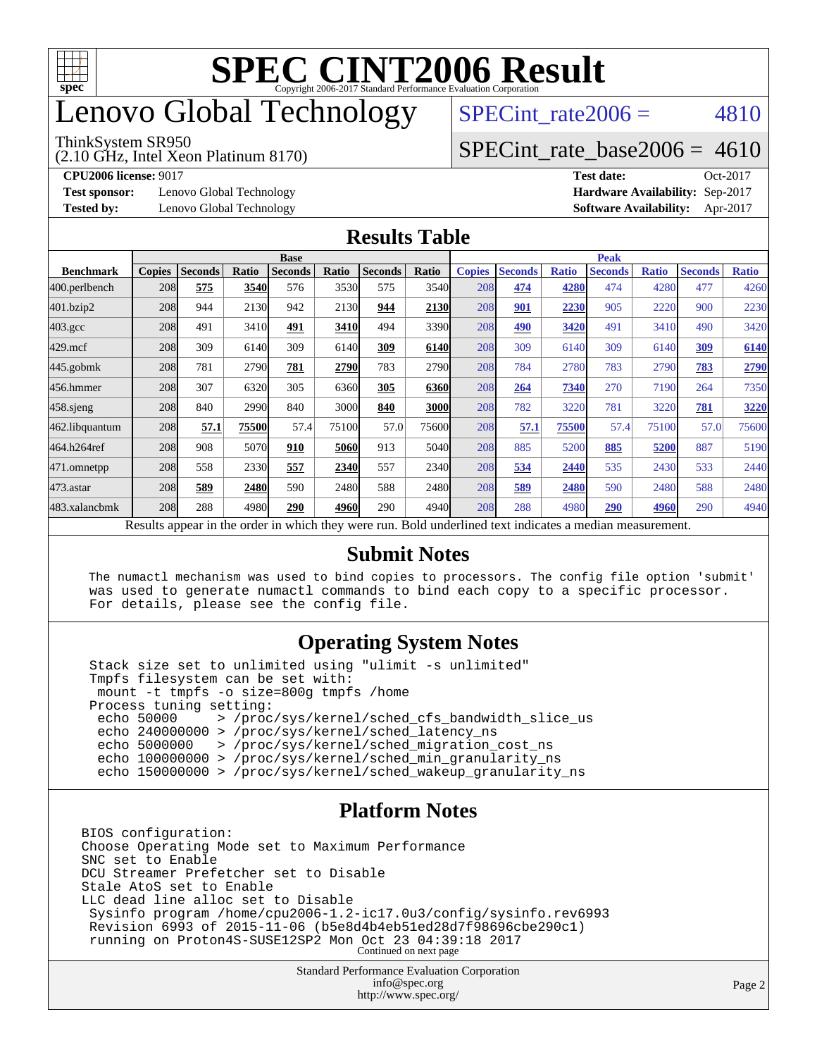# SPEC CINT2006 Result

Copyright 2006-2017 Standard Performance Evaluation Corporation

# Lenovo Global Technology

ThinkSystem SR950
(2.10 GHz, Intel Xeon Platinum 8170)

SPECint_rate2006 = 4810

SPECint_rate_base2006 = 4610

**CPU2006 license:** 9017
**Test sponsor:** Lenovo Global Technology
**Tested by:** Lenovo Global Technology

**Test date:** Oct-2017
**Hardware Availability:** Sep-2017
**Software Availability:** Apr-2017

## Results Table

| Benchmark | Base | | | | | | | Peak | | | | | | |
|---|---|---|---|---|---|---|---|---|---|---|---|---|---|---|
| | Copies | Seconds | Ratio | Seconds | Ratio | Seconds | Ratio | Copies | Seconds | Ratio | Seconds | Ratio | Seconds | Ratio |
| 400.perlbench | 208 | **575** | **3540** | 576 | 3530 | 575 | 3540 | 208 | **474** | **4280** | 474 | 4280 | 477 | 4260 |
| 401.bzip2 | 208 | 944 | 2130 | 942 | 2130 | **944** | **2130** | 208 | **901** | **2230** | 905 | 2220 | 900 | 2230 |
| 403.gcc | 208 | 491 | 3410 | **491** | **3410** | 494 | 3390 | 208 | **490** | **3420** | 491 | 3410 | 490 | 3420 |
| 429.mcf | 208 | 309 | 6140 | 309 | 6140 | **309** | **6140** | 208 | 309 | 6140 | 309 | 6140 | **309** | **6140** |
| 445.gobmk | 208 | 781 | 2790 | **781** | **2790** | 783 | 2790 | 208 | 784 | 2780 | 783 | 2790 | **783** | **2790** |
| 456.hmmer | 208 | 307 | 6320 | 305 | 6360 | **305** | **6360** | 208 | **264** | **7340** | 270 | 7190 | 264 | 7350 |
| 458.sjeng | 208 | 840 | 2990 | 840 | 3000 | **840** | **3000** | 208 | 782 | 3220 | 781 | 3220 | **781** | **3220** |
| 462.libquantum | 208 | **57.1** | **75500** | 57.4 | 75100 | 57.0 | 75600 | 208 | **57.1** | **75500** | 57.4 | 75100 | 57.0 | 75600 |
| 464.h264ref | 208 | 908 | 5070 | **910** | **5060** | 913 | 5040 | 208 | 885 | 5200 | **885** | **5200** | 887 | 5190 |
| 471.omnetpp | 208 | 558 | 2330 | **557** | **2340** | 557 | 2340 | 208 | **534** | **2440** | 535 | 2430 | 533 | 2440 |
| 473.astar | 208 | **589** | **2480** | 590 | 2480 | 588 | 2480 | 208 | **589** | **2480** | 590 | 2480 | 588 | 2480 |
| 483.xalancbmk | 208 | 288 | 4980 | **290** | **4960** | 290 | 4940 | 208 | 288 | 4980 | **290** | **4960** | 290 | 4940 |

Results appear in the order in which they were run. Bold underlined text indicates a median measurement.

## Submit Notes

```
The numactl mechanism was used to bind copies to processors. The config file option 'submit'
was used to generate numactl commands to bind each copy to a specific processor.
For details, please see the config file.
```

## Operating System Notes

```
Stack size set to unlimited using "ulimit -s unlimited"
Tmpfs filesystem can be set with:
 mount -t tmpfs -o size=800g tmpfs /home
Process tuning setting:
 echo 50000     > /proc/sys/kernel/sched_cfs_bandwidth_slice_us
 echo 240000000 > /proc/sys/kernel/sched_latency_ns
 echo 5000000   > /proc/sys/kernel/sched_migration_cost_ns
 echo 100000000 > /proc/sys/kernel/sched_min_granularity_ns
 echo 150000000 > /proc/sys/kernel/sched_wakeup_granularity_ns
```

## Platform Notes

```
BIOS configuration:
Choose Operating Mode set to Maximum Performance
SNC set to Enable
DCU Streamer Prefetcher set to Disable
Stale AtoS set to Enable
LLC dead line alloc set to Disable
 Sysinfo program /home/cpu2006-1.2-ic17.0u3/config/sysinfo.rev6993
 Revision 6993 of 2015-11-06 (b5e8d4b4eb51ed28d7f98696cbe290c1)
 running on Proton4S-SUSE12SP2 Mon Oct 23 04:39:18 2017
```

Continued on next page

Standard Performance Evaluation Corporation
info@spec.org
http://www.spec.org/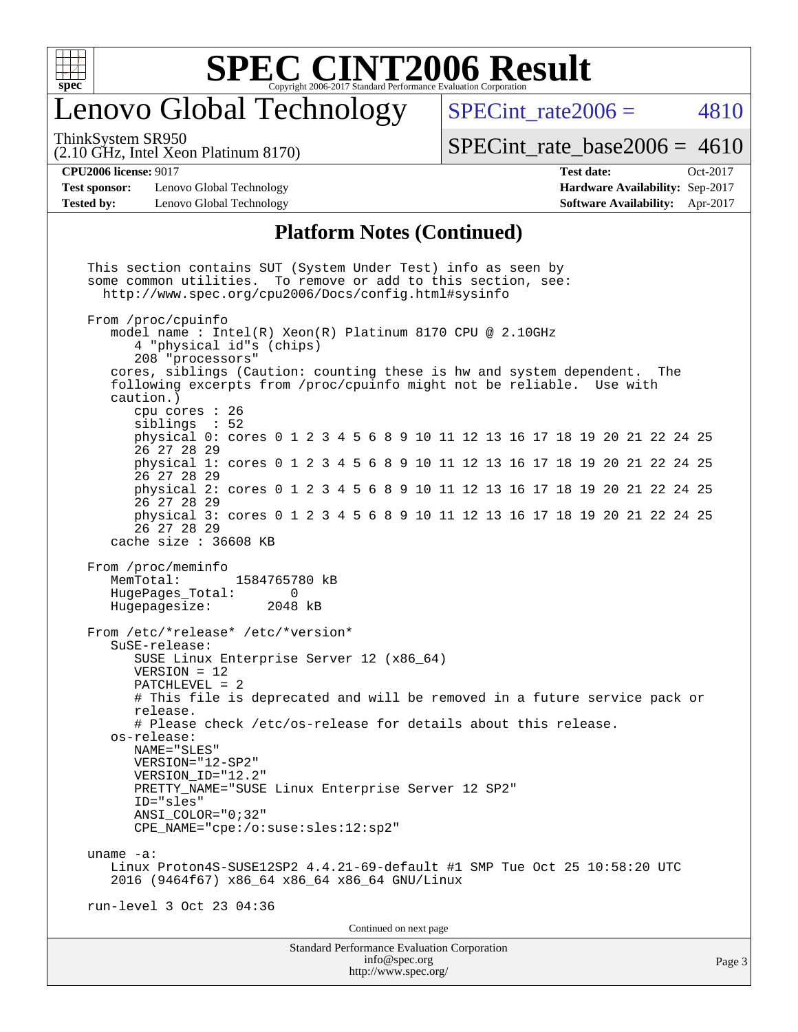## Platform Notes (Continued)

```
This section contains SUT (System Under Test) info as seen by
some common utilities.  To remove or add to this section, see:
  http://www.spec.org/cpu2006/Docs/config.html#sysinfo

From /proc/cpuinfo
   model name : Intel(R) Xeon(R) Platinum 8170 CPU @ 2.10GHz
      4 "physical id"s (chips)
      208 "processors"
   cores, siblings (Caution: counting these is hw and system dependent.  The
   following excerpts from /proc/cpuinfo might not be reliable.  Use with
   caution.)
      cpu cores : 26
      siblings  : 52
      physical 0: cores 0 1 2 3 4 5 6 8 9 10 11 12 13 16 17 18 19 20 21 22 24 25
      26 27 28 29
      physical 1: cores 0 1 2 3 4 5 6 8 9 10 11 12 13 16 17 18 19 20 21 22 24 25
      26 27 28 29
      physical 2: cores 0 1 2 3 4 5 6 8 9 10 11 12 13 16 17 18 19 20 21 22 24 25
      26 27 28 29
      physical 3: cores 0 1 2 3 4 5 6 8 9 10 11 12 13 16 17 18 19 20 21 22 24 25
      26 27 28 29
   cache size : 36608 KB

From /proc/meminfo
   MemTotal:       1584765780 kB
   HugePages_Total:       0
   Hugepagesize:       2048 kB

From /etc/*release* /etc/*version*
   SuSE-release:
      SUSE Linux Enterprise Server 12 (x86_64)
      VERSION = 12
      PATCHLEVEL = 2
      # This file is deprecated and will be removed in a future service pack or
      release.
      # Please check /etc/os-release for details about this release.
   os-release:
      NAME="SLES"
      VERSION="12-SP2"
      VERSION_ID="12.2"
      PRETTY_NAME="SUSE Linux Enterprise Server 12 SP2"
      ID="sles"
      ANSI_COLOR="0;32"
      CPE_NAME="cpe:/o:suse:sles:12:sp2"

uname -a:
   Linux Proton4S-SUSE12SP2 4.4.21-69-default #1 SMP Tue Oct 25 10:58:20 UTC
   2016 (9464f67) x86_64 x86_64 x86_64 GNU/Linux

run-level 3 Oct 23 04:36
```

Continued on next page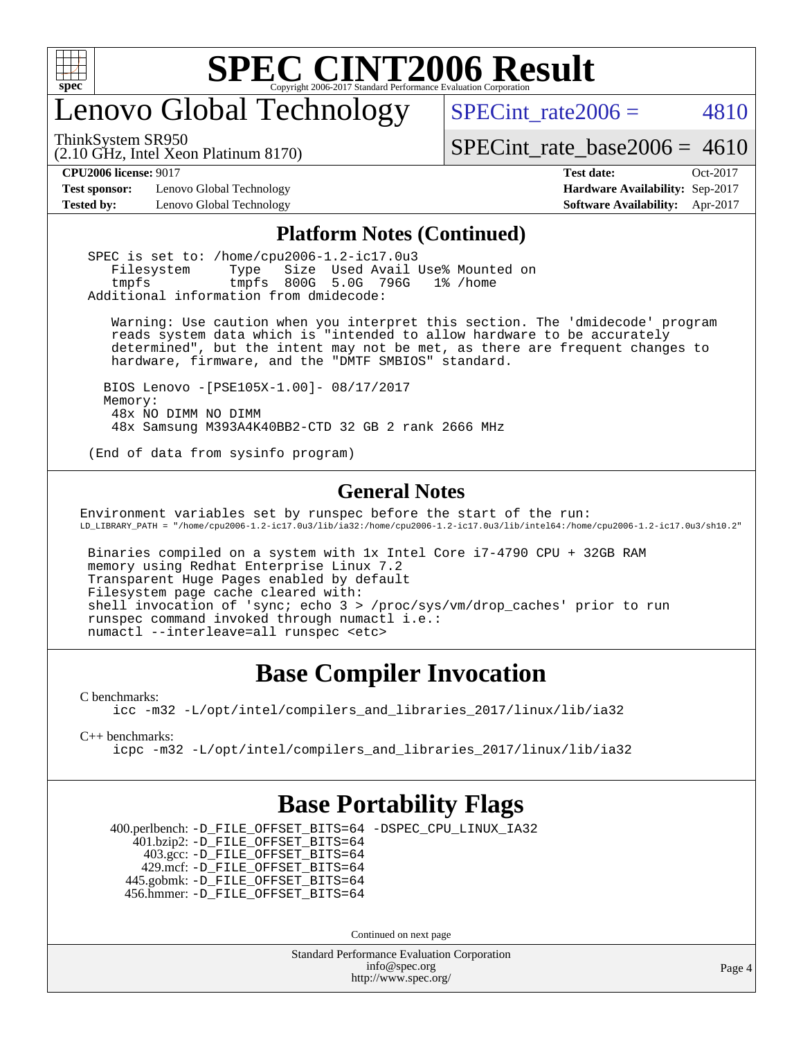# SPEC CINT2006 Result

## Lenovo Global Technology

ThinkSystem SR950
(2.10 GHz, Intel Xeon Platinum 8170)

SPECint_rate2006 = 4810

SPECint_rate_base2006 = 4610

**CPU2006 license:** 9017
**Test sponsor:** Lenovo Global Technology
**Tested by:** Lenovo Global Technology

**Test date:** Oct-2017
**Hardware Availability:** Sep-2017
**Software Availability:** Apr-2017

### Platform Notes (Continued)

```
SPEC is set to: /home/cpu2006-1.2-ic17.0u3
   Filesystem     Type   Size  Used Avail Use% Mounted on
   tmpfs          tmpfs  800G  5.0G  796G   1% /home
Additional information from dmidecode:

   Warning: Use caution when you interpret this section. The 'dmidecode' program
   reads system data which is "intended to allow hardware to be accurately
   determined", but the intent may not be met, as there are frequent changes to
   hardware, firmware, and the "DMTF SMBIOS" standard.

  BIOS Lenovo -[PSE105X-1.00]- 08/17/2017
  Memory:
   48x NO DIMM NO DIMM
   48x Samsung M393A4K40BB2-CTD 32 GB 2 rank 2666 MHz

(End of data from sysinfo program)
```

### General Notes

```
Environment variables set by runspec before the start of the run:
LD_LIBRARY_PATH = "/home/cpu2006-1.2-ic17.0u3/lib/ia32:/home/cpu2006-1.2-ic17.0u3/lib/intel64:/home/cpu2006-1.2-ic17.0u3/sh10.2"

 Binaries compiled on a system with 1x Intel Core i7-4790 CPU + 32GB RAM
 memory using Redhat Enterprise Linux 7.2
 Transparent Huge Pages enabled by default
 Filesystem page cache cleared with:
 shell invocation of 'sync; echo 3 > /proc/sys/vm/drop_caches' prior to run
 runspec command invoked through numactl i.e.:
 numactl --interleave=all runspec <etc>
```

## Base Compiler Invocation

C benchmarks:
```
icc -m32 -L/opt/intel/compilers_and_libraries_2017/linux/lib/ia32
```

C++ benchmarks:
```
icpc -m32 -L/opt/intel/compilers_and_libraries_2017/linux/lib/ia32
```

## Base Portability Flags

400.perlbench: -D_FILE_OFFSET_BITS=64 -DSPEC_CPU_LINUX_IA32
401.bzip2: -D_FILE_OFFSET_BITS=64
403.gcc: -D_FILE_OFFSET_BITS=64
429.mcf: -D_FILE_OFFSET_BITS=64
445.gobmk: -D_FILE_OFFSET_BITS=64
456.hmmer: -D_FILE_OFFSET_BITS=64

Continued on next page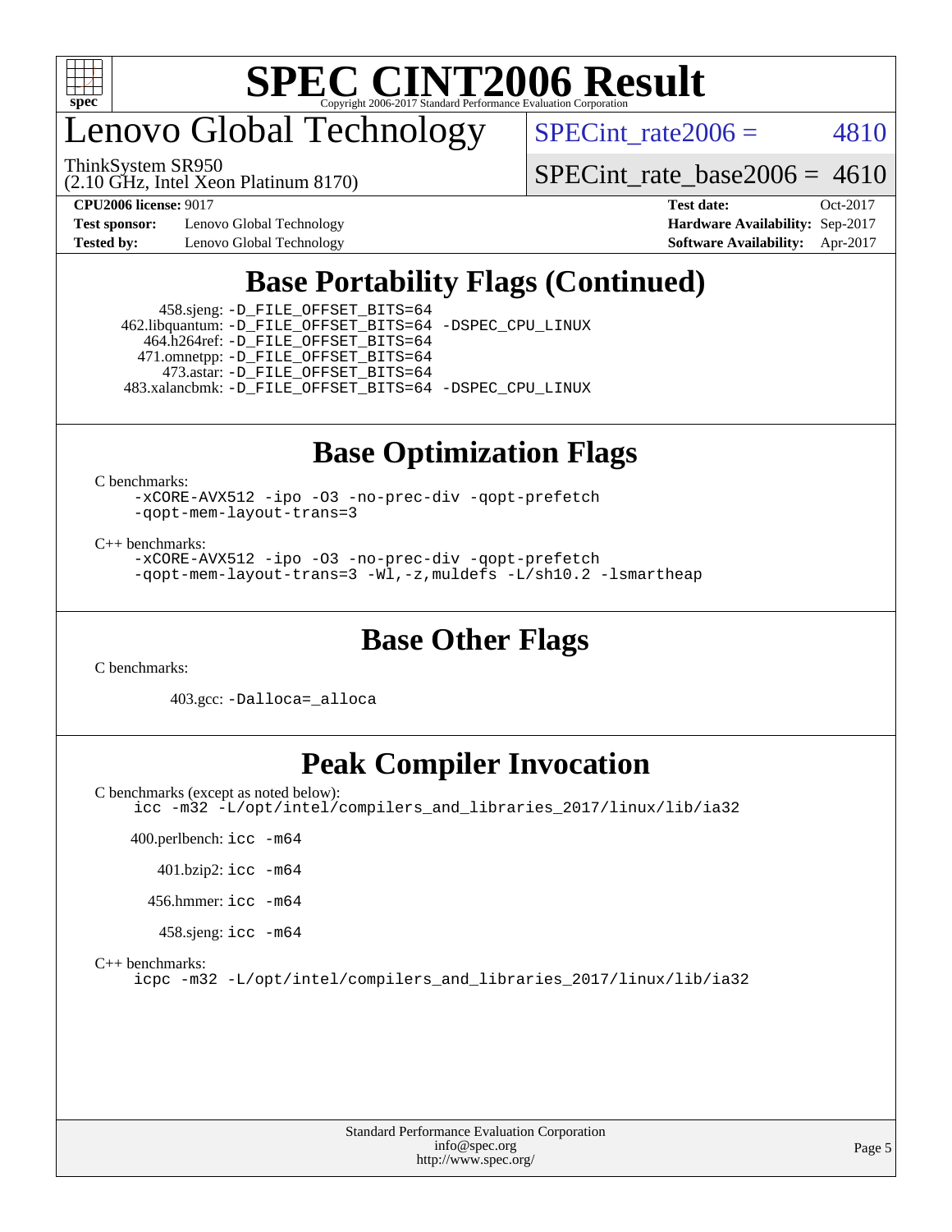# Lenovo Global Technology

ThinkSystem SR950
(2.10 GHz, Intel Xeon Platinum 8170)

SPECint_rate2006 = 4810

SPECint_rate_base2006 = 4610

**CPU2006 license:** 9017
**Test sponsor:** Lenovo Global Technology
**Tested by:** Lenovo Global Technology

**Test date:** Oct-2017
**Hardware Availability:** Sep-2017
**Software Availability:** Apr-2017

## Base Portability Flags (Continued)

458.sjeng: -D_FILE_OFFSET_BITS=64
462.libquantum: -D_FILE_OFFSET_BITS=64 -DSPEC_CPU_LINUX
464.h264ref: -D_FILE_OFFSET_BITS=64
471.omnetpp: -D_FILE_OFFSET_BITS=64
473.astar: -D_FILE_OFFSET_BITS=64
483.xalancbmk: -D_FILE_OFFSET_BITS=64 -DSPEC_CPU_LINUX

## Base Optimization Flags

C benchmarks:

```
-xCORE-AVX512 -ipo -O3 -no-prec-div -qopt-prefetch
-qopt-mem-layout-trans=3
```

C++ benchmarks:

```
-xCORE-AVX512 -ipo -O3 -no-prec-div -qopt-prefetch
-qopt-mem-layout-trans=3 -Wl,-z,muldefs -L/sh10.2 -lsmartheap
```

## Base Other Flags

C benchmarks:

403.gcc: -Dalloca=_alloca

## Peak Compiler Invocation

C benchmarks (except as noted below):

```
icc -m32 -L/opt/intel/compilers_and_libraries_2017/linux/lib/ia32
```

400.perlbench: icc -m64

401.bzip2: icc -m64

456.hmmer: icc -m64

458.sjeng: icc -m64

C++ benchmarks:

```
icpc -m32 -L/opt/intel/compilers_and_libraries_2017/linux/lib/ia32
```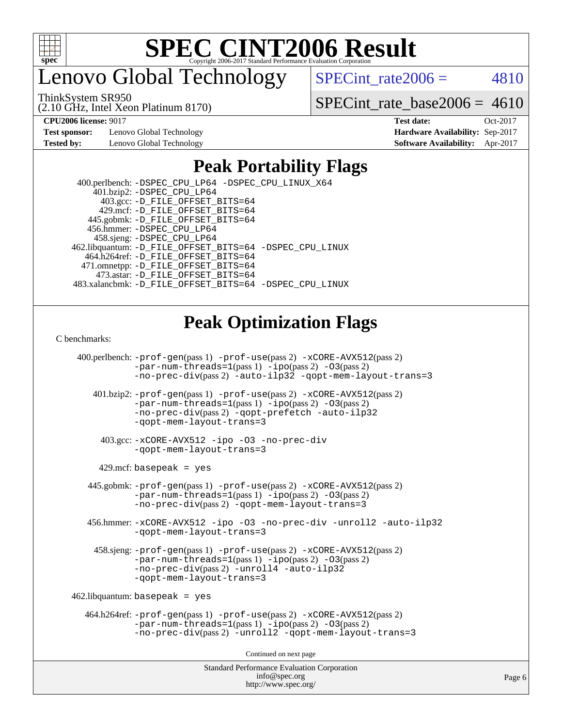# SPEC CINT2006 Result

Copyright 2006-2017 Standard Performance Evaluation Corporation

## Lenovo Global Technology

ThinkSystem SR950
(2.10 GHz, Intel Xeon Platinum 8170)

SPECint_rate2006 = 4810

SPECint_rate_base2006 = 4610

**CPU2006 license:** 9017
**Test sponsor:** Lenovo Global Technology
**Tested by:** Lenovo Global Technology

**Test date:** Oct-2017
**Hardware Availability:** Sep-2017
**Software Availability:** Apr-2017

## Peak Portability Flags

400.perlbench: -DSPEC_CPU_LP64 -DSPEC_CPU_LINUX_X64
401.bzip2: -DSPEC_CPU_LP64
403.gcc: -D_FILE_OFFSET_BITS=64
429.mcf: -D_FILE_OFFSET_BITS=64
445.gobmk: -D_FILE_OFFSET_BITS=64
456.hmmer: -DSPEC_CPU_LP64
458.sjeng: -DSPEC_CPU_LP64
462.libquantum: -D_FILE_OFFSET_BITS=64 -DSPEC_CPU_LINUX
464.h264ref: -D_FILE_OFFSET_BITS=64
471.omnetpp: -D_FILE_OFFSET_BITS=64
473.astar: -D_FILE_OFFSET_BITS=64
483.xalancbmk: -D_FILE_OFFSET_BITS=64 -DSPEC_CPU_LINUX

## Peak Optimization Flags

C benchmarks:

400.perlbench: -prof-gen(pass 1) -prof-use(pass 2) -xCORE-AVX512(pass 2) -par-num-threads=1(pass 1) -ipo(pass 2) -O3(pass 2) -no-prec-div(pass 2) -auto-ilp32 -qopt-mem-layout-trans=3

401.bzip2: -prof-gen(pass 1) -prof-use(pass 2) -xCORE-AVX512(pass 2) -par-num-threads=1(pass 1) -ipo(pass 2) -O3(pass 2) -no-prec-div(pass 2) -qopt-prefetch -auto-ilp32 -qopt-mem-layout-trans=3

403.gcc: -xCORE-AVX512 -ipo -O3 -no-prec-div -qopt-mem-layout-trans=3

429.mcf: basepeak = yes

445.gobmk: -prof-gen(pass 1) -prof-use(pass 2) -xCORE-AVX512(pass 2) -par-num-threads=1(pass 1) -ipo(pass 2) -O3(pass 2) -no-prec-div(pass 2) -qopt-mem-layout-trans=3

456.hmmer: -xCORE-AVX512 -ipo -O3 -no-prec-div -unroll2 -auto-ilp32 -qopt-mem-layout-trans=3

458.sjeng: -prof-gen(pass 1) -prof-use(pass 2) -xCORE-AVX512(pass 2) -par-num-threads=1(pass 1) -ipo(pass 2) -O3(pass 2) -no-prec-div(pass 2) -unroll4 -auto-ilp32 -qopt-mem-layout-trans=3

462.libquantum: basepeak = yes

464.h264ref: -prof-gen(pass 1) -prof-use(pass 2) -xCORE-AVX512(pass 2) -par-num-threads=1(pass 1) -ipo(pass 2) -O3(pass 2) -no-prec-div(pass 2) -unroll2 -qopt-mem-layout-trans=3

Continued on next page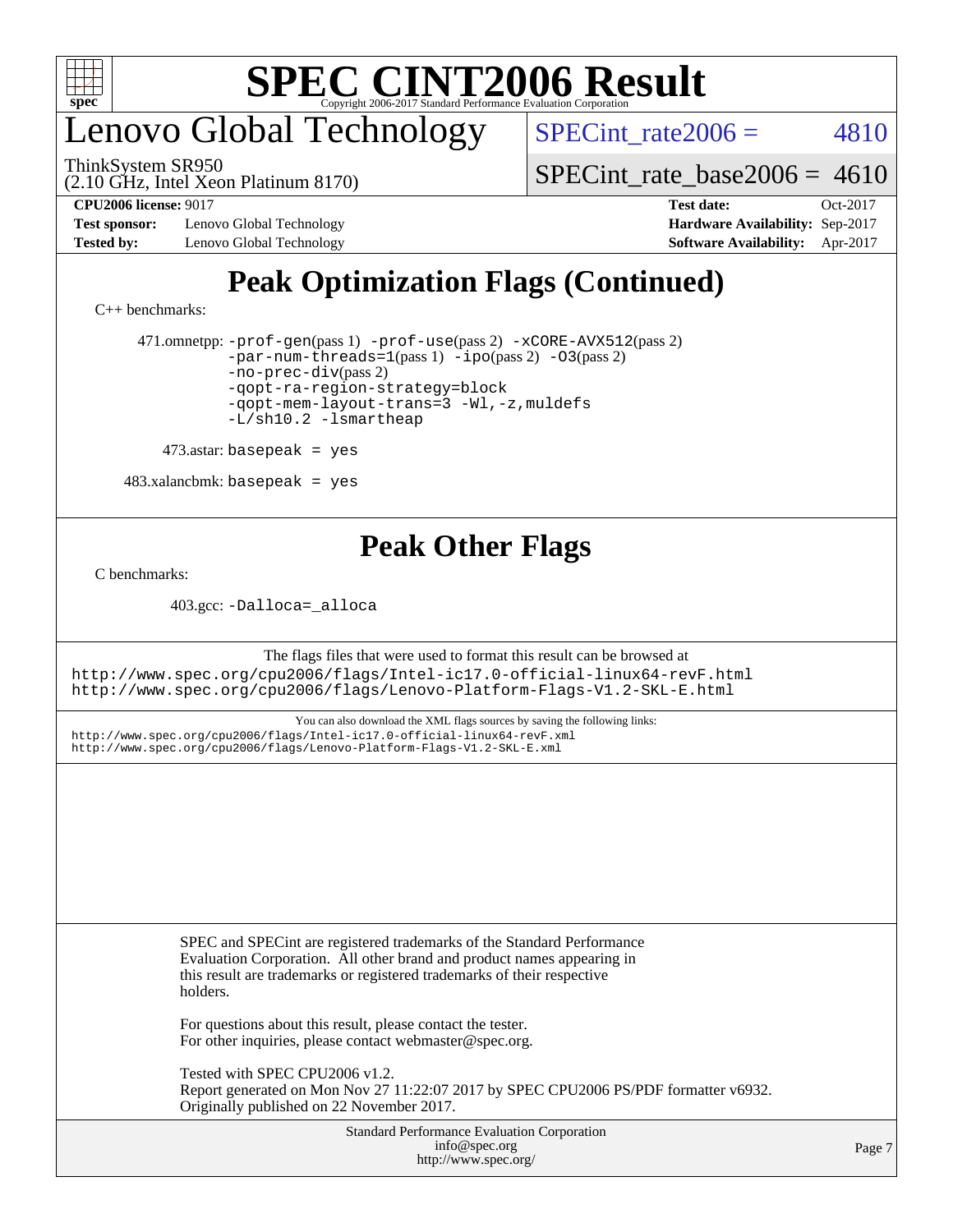# Peak Optimization Flags (Continued)

C++ benchmarks:

471.omnetpp: -prof-gen(pass 1) -prof-use(pass 2) -xCORE-AVX512(pass 2) -par-num-threads=1(pass 1) -ipo(pass 2) -O3(pass 2) -no-prec-div(pass 2) -qopt-ra-region-strategy=block -qopt-mem-layout-trans=3 -Wl,-z,muldefs -L/sh10.2 -lsmartheap

473.astar: basepeak = yes

483.xalancbmk: basepeak = yes

# Peak Other Flags

C benchmarks:

403.gcc: -Dalloca=_alloca

The flags files that were used to format this result can be browsed at
http://www.spec.org/cpu2006/flags/Intel-ic17.0-official-linux64-revF.html
http://www.spec.org/cpu2006/flags/Lenovo-Platform-Flags-V1.2-SKL-E.html

You can also download the XML flags sources by saving the following links:
http://www.spec.org/cpu2006/flags/Intel-ic17.0-official-linux64-revF.xml
http://www.spec.org/cpu2006/flags/Lenovo-Platform-Flags-V1.2-SKL-E.xml

SPEC and SPECint are registered trademarks of the Standard Performance Evaluation Corporation. All other brand and product names appearing in this result are trademarks or registered trademarks of their respective holders.

For questions about this result, please contact the tester.
For other inquiries, please contact webmaster@spec.org.

Tested with SPEC CPU2006 v1.2.
Report generated on Mon Nov 27 11:22:07 2017 by SPEC CPU2006 PS/PDF formatter v6932.
Originally published on 22 November 2017.